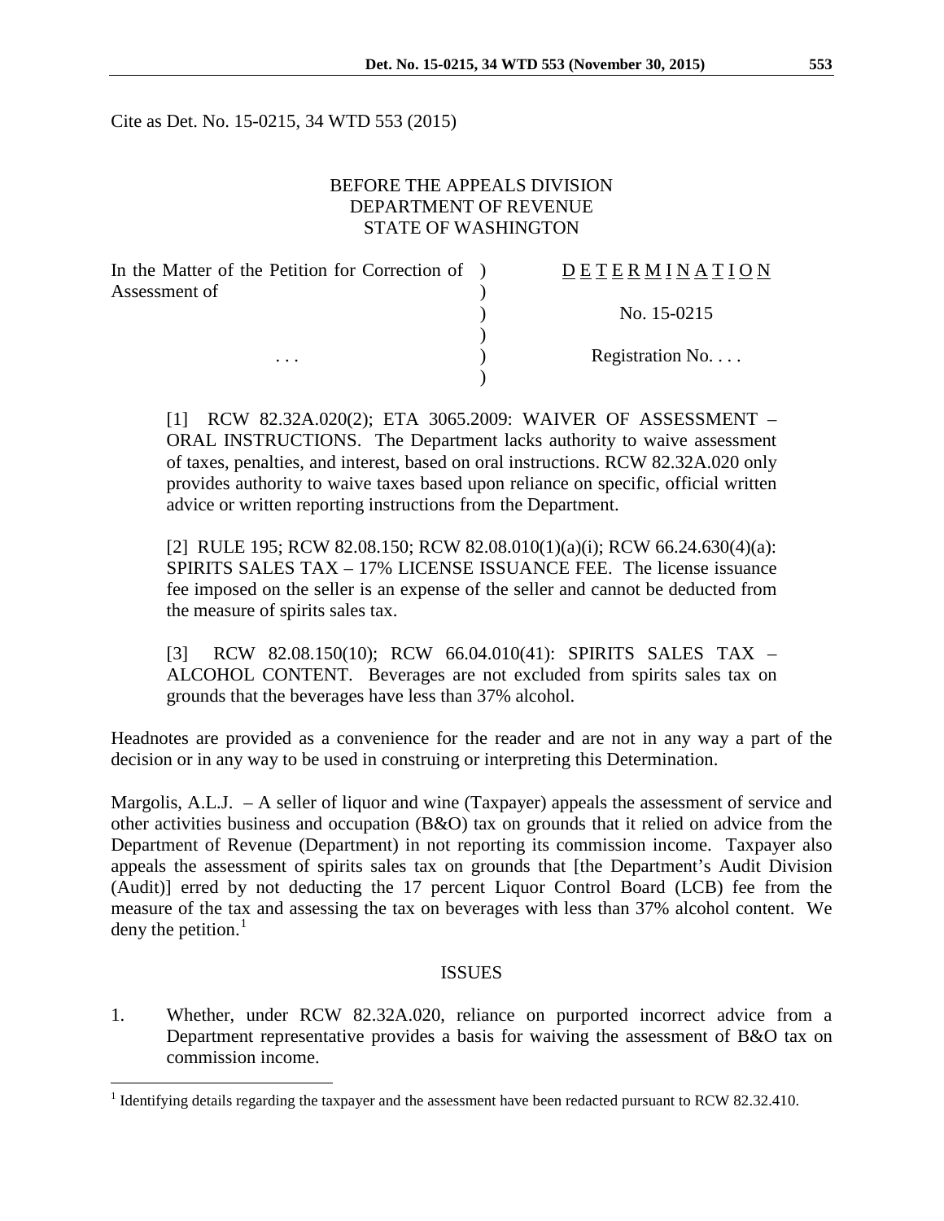Cite as Det. No. 15-0215, 34 WTD 553 (2015)

BEFORE THE APPEALS DIVISION
DEPARTMENT OF REVENUE
STATE OF WASHINGTON

| In the Matter of the Petition for Correction of Assessment of | ) | D E T E R M I N A T I O N |
|---|---|---|
| | ) | No. 15-0215 |
| . . . | ) | Registration No. . . . |

[1] RCW 82.32A.020(2); ETA 3065.2009: WAIVER OF ASSESSMENT – ORAL INSTRUCTIONS. The Department lacks authority to waive assessment of taxes, penalties, and interest, based on oral instructions. RCW 82.32A.020 only provides authority to waive taxes based upon reliance on specific, official written advice or written reporting instructions from the Department.

[2] RULE 195; RCW 82.08.150; RCW 82.08.010(1)(a)(i); RCW 66.24.630(4)(a): SPIRITS SALES TAX – 17% LICENSE ISSUANCE FEE. The license issuance fee imposed on the seller is an expense of the seller and cannot be deducted from the measure of spirits sales tax.

[3] RCW 82.08.150(10); RCW 66.04.010(41): SPIRITS SALES TAX – ALCOHOL CONTENT. Beverages are not excluded from spirits sales tax on grounds that the beverages have less than 37% alcohol.

Headnotes are provided as a convenience for the reader and are not in any way a part of the decision or in any way to be used in construing or interpreting this Determination.

Margolis, A.L.J. – A seller of liquor and wine (Taxpayer) appeals the assessment of service and other activities business and occupation (B&O) tax on grounds that it relied on advice from the Department of Revenue (Department) in not reporting its commission income. Taxpayer also appeals the assessment of spirits sales tax on grounds that [the Department's Audit Division (Audit)] erred by not deducting the 17 percent Liquor Control Board (LCB) fee from the measure of the tax and assessing the tax on beverages with less than 37% alcohol content. We deny the petition.[1]

## ISSUES

1. Whether, under RCW 82.32A.020, reliance on purported incorrect advice from a Department representative provides a basis for waiving the assessment of B&O tax on commission income.

[1] Identifying details regarding the taxpayer and the assessment have been redacted pursuant to RCW 82.32.410.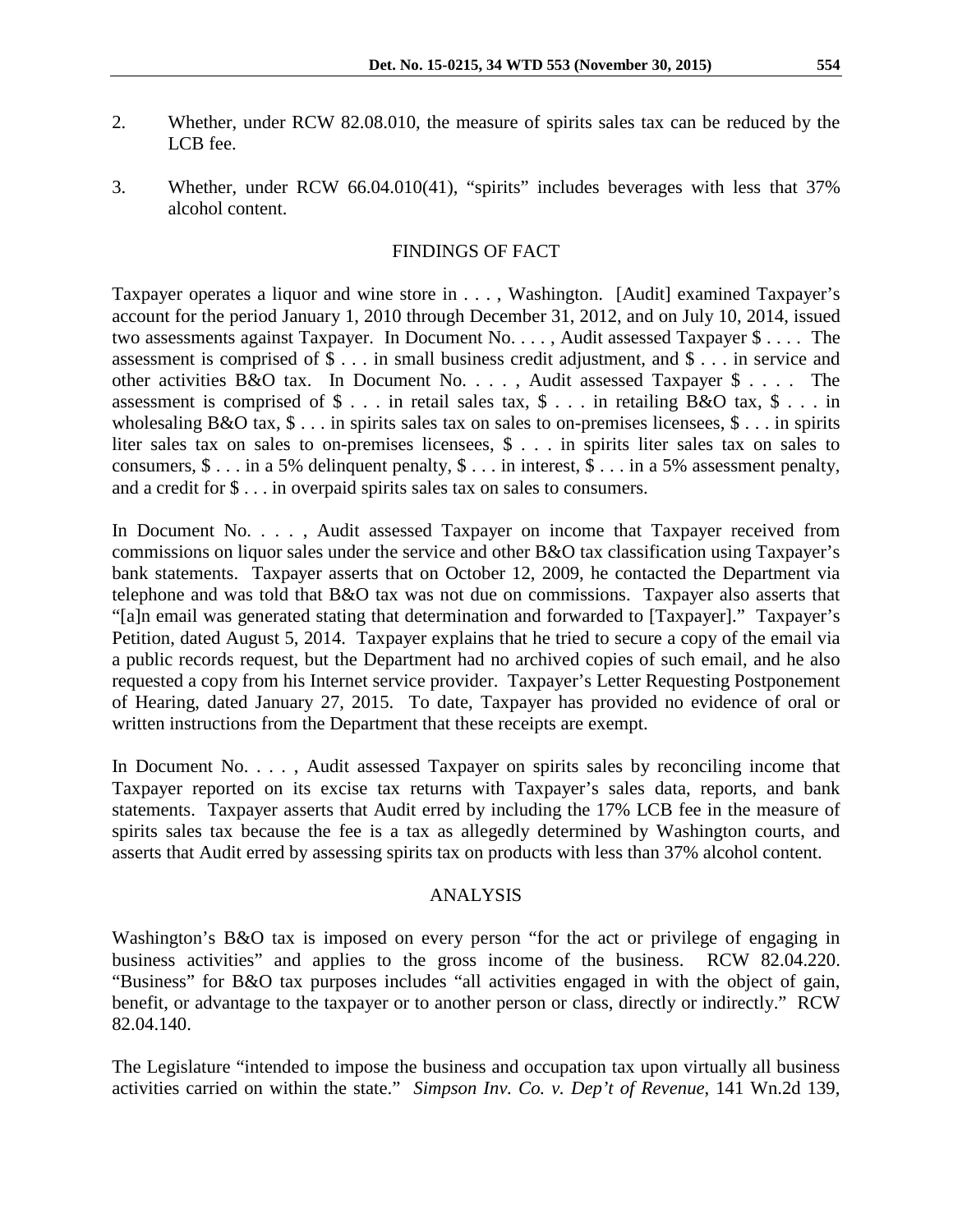2. Whether, under RCW 82.08.010, the measure of spirits sales tax can be reduced by the LCB fee.

3. Whether, under RCW 66.04.010(41), "spirits" includes beverages with less that 37% alcohol content.

## FINDINGS OF FACT

Taxpayer operates a liquor and wine store in . . . , Washington. [Audit] examined Taxpayer's account for the period January 1, 2010 through December 31, 2012, and on July 10, 2014, issued two assessments against Taxpayer. In Document No. . . . , Audit assessed Taxpayer $ . . . . The assessment is comprised of $ . . . in small business credit adjustment, and $ . . . in service and other activities B&O tax. In Document No. . . . , Audit assessed Taxpayer $ . . . . The assessment is comprised of $ . . . in retail sales tax, $ . . . in retailing B&O tax, $ . . . in wholesaling B&O tax, $ . . . in spirits sales tax on sales to on-premises licensees, $ . . . in spirits liter sales tax on sales to on-premises licensees, $ . . . in spirits liter sales tax on sales to consumers, $ . . . in a 5% delinquent penalty, $ . . . in interest, $ . . . in a 5% assessment penalty, and a credit for $ . . . in overpaid spirits sales tax on sales to consumers.

In Document No. . . . , Audit assessed Taxpayer on income that Taxpayer received from commissions on liquor sales under the service and other B&O tax classification using Taxpayer's bank statements. Taxpayer asserts that on October 12, 2009, he contacted the Department via telephone and was told that B&O tax was not due on commissions. Taxpayer also asserts that "[a]n email was generated stating that determination and forwarded to [Taxpayer]." Taxpayer's Petition, dated August 5, 2014. Taxpayer explains that he tried to secure a copy of the email via a public records request, but the Department had no archived copies of such email, and he also requested a copy from his Internet service provider. Taxpayer's Letter Requesting Postponement of Hearing, dated January 27, 2015. To date, Taxpayer has provided no evidence of oral or written instructions from the Department that these receipts are exempt.

In Document No. . . . , Audit assessed Taxpayer on spirits sales by reconciling income that Taxpayer reported on its excise tax returns with Taxpayer's sales data, reports, and bank statements. Taxpayer asserts that Audit erred by including the 17% LCB fee in the measure of spirits sales tax because the fee is a tax as allegedly determined by Washington courts, and asserts that Audit erred by assessing spirits tax on products with less than 37% alcohol content.

## ANALYSIS

Washington's B&O tax is imposed on every person "for the act or privilege of engaging in business activities" and applies to the gross income of the business. RCW 82.04.220. "Business" for B&O tax purposes includes "all activities engaged in with the object of gain, benefit, or advantage to the taxpayer or to another person or class, directly or indirectly." RCW 82.04.140.

The Legislature "intended to impose the business and occupation tax upon virtually all business activities carried on within the state." *Simpson Inv. Co. v. Dep't of Revenue*, 141 Wn.2d 139,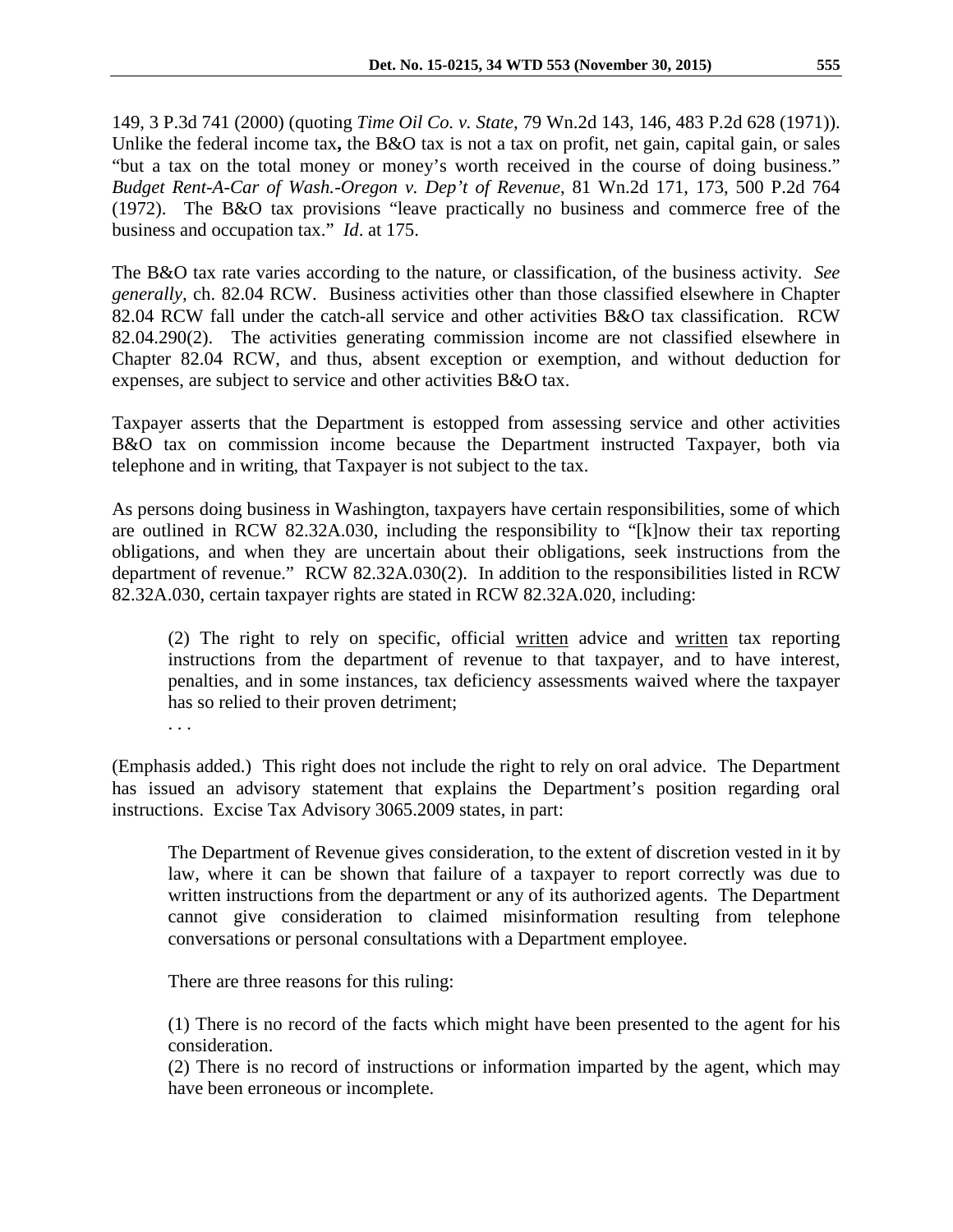149, 3 P.3d 741 (2000) (quoting *Time Oil Co. v. State*, 79 Wn.2d 143, 146, 483 P.2d 628 (1971)). Unlike the federal income tax**,** the B&O tax is not a tax on profit, net gain, capital gain, or sales "but a tax on the total money or money's worth received in the course of doing business." *Budget Rent-A-Car of Wash.-Oregon v. Dep't of Revenue*, 81 Wn.2d 171, 173, 500 P.2d 764 (1972). The B&O tax provisions "leave practically no business and commerce free of the business and occupation tax." *Id*. at 175.

The B&O tax rate varies according to the nature, or classification, of the business activity. *See generally*, ch. 82.04 RCW. Business activities other than those classified elsewhere in Chapter 82.04 RCW fall under the catch-all service and other activities B&O tax classification. RCW 82.04.290(2). The activities generating commission income are not classified elsewhere in Chapter 82.04 RCW, and thus, absent exception or exemption, and without deduction for expenses, are subject to service and other activities B&O tax.

Taxpayer asserts that the Department is estopped from assessing service and other activities B&O tax on commission income because the Department instructed Taxpayer, both via telephone and in writing, that Taxpayer is not subject to the tax.

As persons doing business in Washington, taxpayers have certain responsibilities, some of which are outlined in RCW 82.32A.030, including the responsibility to "[k]now their tax reporting obligations, and when they are uncertain about their obligations, seek instructions from the department of revenue." RCW 82.32A.030(2). In addition to the responsibilities listed in RCW 82.32A.030, certain taxpayer rights are stated in RCW 82.32A.020, including:

> (2) The right to rely on specific, official <u>written</u> advice and <u>written</u> tax reporting instructions from the department of revenue to that taxpayer, and to have interest, penalties, and in some instances, tax deficiency assessments waived where the taxpayer has so relied to their proven detriment;
>
> . . .

(Emphasis added.) This right does not include the right to rely on oral advice. The Department has issued an advisory statement that explains the Department's position regarding oral instructions. Excise Tax Advisory 3065.2009 states, in part:

> The Department of Revenue gives consideration, to the extent of discretion vested in it by law, where it can be shown that failure of a taxpayer to report correctly was due to written instructions from the department or any of its authorized agents. The Department cannot give consideration to claimed misinformation resulting from telephone conversations or personal consultations with a Department employee.
>
> There are three reasons for this ruling:
>
> (1) There is no record of the facts which might have been presented to the agent for his consideration.
> (2) There is no record of instructions or information imparted by the agent, which may have been erroneous or incomplete.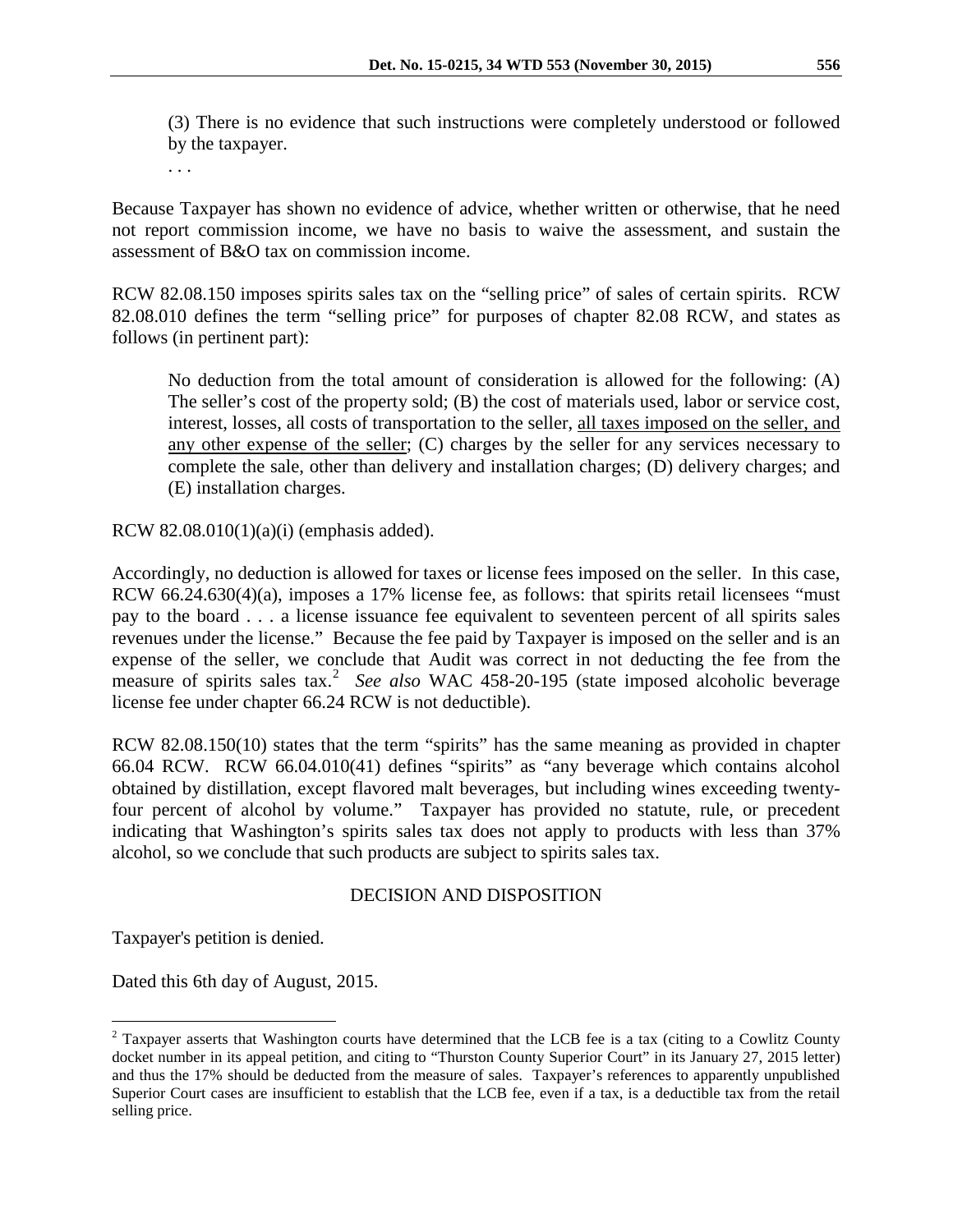> (3) There is no evidence that such instructions were completely understood or followed by the taxpayer.
>
> . . .

Because Taxpayer has shown no evidence of advice, whether written or otherwise, that he need not report commission income, we have no basis to waive the assessment, and sustain the assessment of B&O tax on commission income.

RCW 82.08.150 imposes spirits sales tax on the "selling price" of sales of certain spirits. RCW 82.08.010 defines the term "selling price" for purposes of chapter 82.08 RCW, and states as follows (in pertinent part):

> No deduction from the total amount of consideration is allowed for the following: (A) The seller's cost of the property sold; (B) the cost of materials used, labor or service cost, interest, losses, all costs of transportation to the seller, <u>all taxes imposed on the seller, and any other expense of the seller</u>; (C) charges by the seller for any services necessary to complete the sale, other than delivery and installation charges; (D) delivery charges; and (E) installation charges.

RCW 82.08.010(1)(a)(i) (emphasis added).

Accordingly, no deduction is allowed for taxes or license fees imposed on the seller. In this case, RCW 66.24.630(4)(a), imposes a 17% license fee, as follows: that spirits retail licensees "must pay to the board . . . a license issuance fee equivalent to seventeen percent of all spirits sales revenues under the license." Because the fee paid by Taxpayer is imposed on the seller and is an expense of the seller, we conclude that Audit was correct in not deducting the fee from the measure of spirits sales tax.[2] *See also* WAC 458-20-195 (state imposed alcoholic beverage license fee under chapter 66.24 RCW is not deductible).

RCW 82.08.150(10) states that the term "spirits" has the same meaning as provided in chapter 66.04 RCW. RCW 66.04.010(41) defines "spirits" as "any beverage which contains alcohol obtained by distillation, except flavored malt beverages, but including wines exceeding twenty-four percent of alcohol by volume." Taxpayer has provided no statute, rule, or precedent indicating that Washington's spirits sales tax does not apply to products with less than 37% alcohol, so we conclude that such products are subject to spirits sales tax.

## DECISION AND DISPOSITION

Taxpayer's petition is denied.

Dated this 6th day of August, 2015.

---

[2] Taxpayer asserts that Washington courts have determined that the LCB fee is a tax (citing to a Cowlitz County docket number in its appeal petition, and citing to "Thurston County Superior Court" in its January 27, 2015 letter) and thus the 17% should be deducted from the measure of sales. Taxpayer's references to apparently unpublished Superior Court cases are insufficient to establish that the LCB fee, even if a tax, is a deductible tax from the retail selling price.